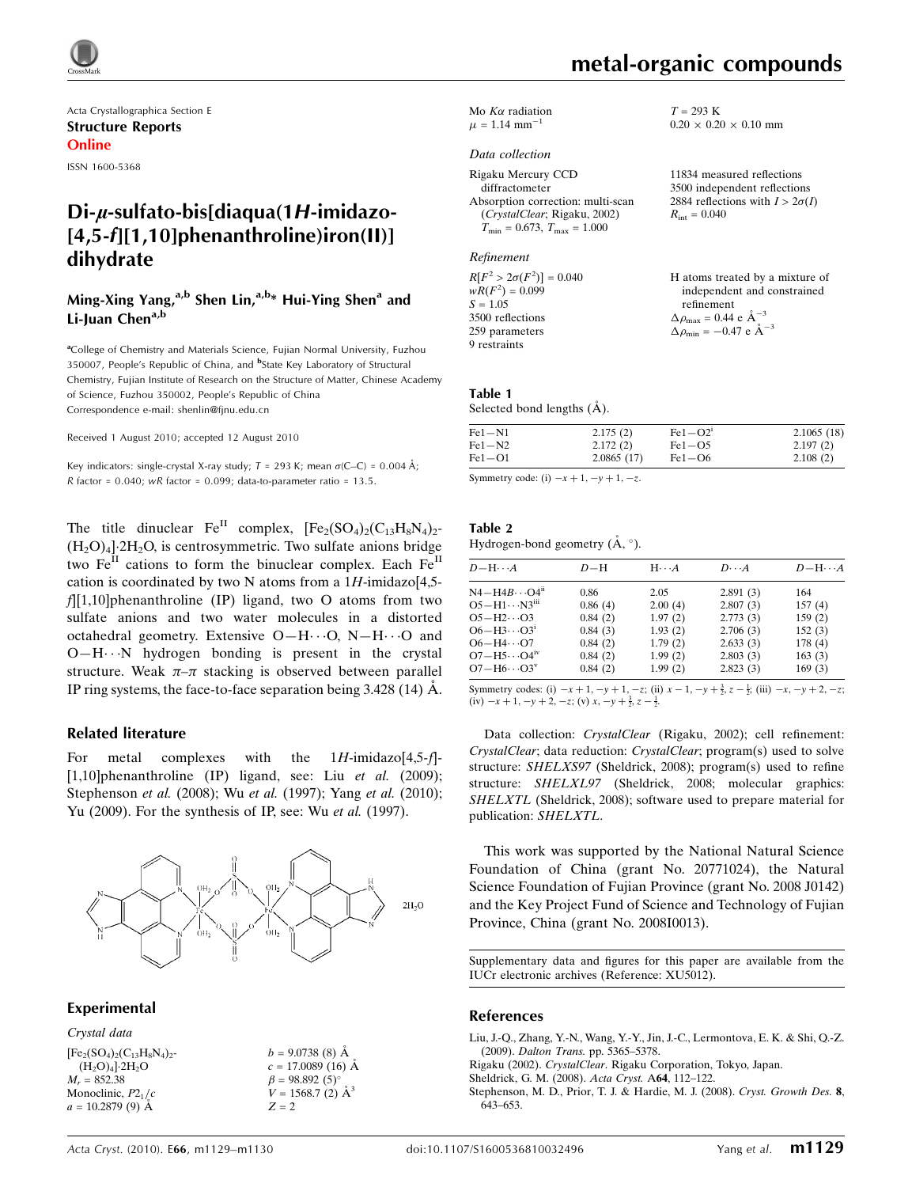metal-organic compounds

Acta Crystallographica Section E
**Structure Reports Online**

ISSN 1600-5368

# Di-μ-sulfato-bis[diaqua(1*H*-imidazo-[4,5-*f*][1,10]phenanthroline)iron(II)] dihydrate

**Ming-Xing Yang,[a,b] Shen Lin,[a,b]* Hui-Ying Shen[a] and Li-Juan Chen[a,b]**

[a]College of Chemistry and Materials Science, Fujian Normal University, Fuzhou 350007, People's Republic of China, and [b]State Key Laboratory of Structural Chemistry, Fujian Institute of Research on the Structure of Matter, Chinese Academy of Science, Fuzhou 350002, People's Republic of China
Correspondence e-mail: shenlin@fjnu.edu.cn

Received 1 August 2010; accepted 12 August 2010

Key indicators: single-crystal X-ray study; $T$ = 293 K; mean $\sigma$(C–C) = 0.004 Å; $R$ factor = 0.040; $wR$ factor = 0.099; data-to-parameter ratio = 13.5.

The title dinuclear $Fe^{II}$ complex, $[Fe_2(SO_4)_2(C_{13}H_8N_4)_2(H_2O)_4]\cdot 2H_2O$, is centrosymmetric. Two sulfate anions bridge two $Fe^{II}$ cations to form the binuclear complex. Each $Fe^{II}$ cation is coordinated by two N atoms from a 1*H*-imidazo[4,5-*f*][1,10]phenanthroline (IP) ligand, two O atoms from two sulfate anions and two water molecules in a distorted octahedral geometry. Extensive O—H⋯O, N—H⋯O and O—H⋯N hydrogen bonding is present in the crystal structure. Weak $\pi$–$\pi$ stacking is observed between parallel IP ring systems, the face-to-face separation being 3.428 (14) Å.

## Related literature

For metal complexes with the 1*H*-imidazo[4,5-*f*]-[1,10]phenanthroline (IP) ligand, see: Liu *et al.* (2009); Stephenson *et al.* (2008); Wu *et al.* (1997); Yang *et al.* (2010); Yu (2009). For the synthesis of IP, see: Wu *et al.* (1997).

## Experimental

*Crystal data*

$[Fe_2(SO_4)_2(C_{13}H_8N_4)_2(H_2O)_4]\cdot 2H_2O$
$M_r$ = 852.38
Monoclinic, $P2_1/c$
$a$ = 10.2879 (9) Å
$b$ = 9.0738 (8) Å
$c$ = 17.0089 (16) Å
$\beta$ = 98.892 (5)°
$V$ = 1568.7 (2) Å$^3$
$Z$ = 2
Mo $K\alpha$ radiation
$\mu$ = 1.14 mm$^{-1}$
$T$ = 293 K
0.20 × 0.20 × 0.10 mm

*Data collection*

Rigaku Mercury CCD diffractometer
Absorption correction: multi-scan (*CrystalClear*; Rigaku, 2002)
$T_{min}$ = 0.673, $T_{max}$ = 1.000
11834 measured reflections
3500 independent reflections
2884 reflections with $I > 2\sigma(I)$
$R_{int}$ = 0.040

*Refinement*

$R[F^2 > 2\sigma(F^2)]$ = 0.040
$wR(F^2)$ = 0.099
$S$ = 1.05
3500 reflections
259 parameters
9 restraints
H atoms treated by a mixture of independent and constrained refinement
$\Delta\rho_{max}$ = 0.44 e Å$^{-3}$
$\Delta\rho_{min}$ = −0.47 e Å$^{-3}$

**Table 1**
Selected bond lengths (Å).

| | | | |
|---|---|---|---|
| Fe1—N1 | 2.175 (2) | Fe1—O2$^i$ | 2.1065 (18) |
| Fe1—N2 | 2.172 (2) | Fe1—O5 | 2.197 (2) |
| Fe1—O1 | 2.0865 (17) | Fe1—O6 | 2.108 (2) |

Symmetry code: (i) $-x+1, -y+1, -z$.

**Table 2**
Hydrogen-bond geometry (Å, °).

| $D$—H⋯$A$ | $D$—H | H⋯$A$ | $D$⋯$A$ | $D$—H⋯$A$ |
|---|---|---|---|---|
| N4—H4$B$⋯O4$^{ii}$ | 0.86 | 2.05 | 2.891 (3) | 164 |
| O5—H1⋯N3$^{iii}$ | 0.86 (4) | 2.00 (4) | 2.807 (3) | 157 (4) |
| O5—H2⋯O3 | 0.84 (2) | 1.97 (2) | 2.773 (3) | 159 (2) |
| O6—H3⋯O3$^i$ | 0.84 (3) | 1.93 (2) | 2.706 (3) | 152 (3) |
| O6—H4⋯O7 | 0.84 (2) | 1.79 (2) | 2.633 (3) | 178 (4) |
| O7—H5⋯O4$^{iv}$ | 0.84 (2) | 1.99 (2) | 2.803 (3) | 163 (3) |
| O7—H6⋯O3$^v$ | 0.84 (2) | 1.99 (2) | 2.823 (3) | 169 (3) |

Symmetry codes: (i) $-x+1, -y+1, -z$; (ii) $x-1, -y+\frac{3}{2}, z-\frac{1}{2}$; (iii) $-x, -y+2, -z$; (iv) $-x+1, -y+2, -z$; (v) $x, -y+\frac{3}{2}, z-\frac{1}{2}$.

Data collection: *CrystalClear* (Rigaku, 2002); cell refinement: *CrystalClear*; data reduction: *CrystalClear*; program(s) used to solve structure: *SHELXS97* (Sheldrick, 2008); program(s) used to refine structure: *SHELXL97* (Sheldrick, 2008); molecular graphics: *SHELXTL* (Sheldrick, 2008); software used to prepare material for publication: *SHELXTL*.

This work was supported by the National Natural Science Foundation of China (grant No. 20771024), the Natural Science Foundation of Fujian Province (grant No. 2008 J0142) and the Key Project Fund of Science and Technology of Fujian Province, China (grant No. 2008I0013).

Supplementary data and figures for this paper are available from the IUCr electronic archives (Reference: XU5012).

## References

Liu, J.-Q., Zhang, Y.-N., Wang, Y.-Y., Jin, J.-C., Lermontova, E. K. & Shi, Q.-Z. (2009). *Dalton Trans.* pp. 5365–5378.
Rigaku (2002). *CrystalClear*. Rigaku Corporation, Tokyo, Japan.
Sheldrick, G. M. (2008). *Acta Cryst.* A**64**, 112–122.
Stephenson, M. D., Prior, T. J. & Hardie, M. J. (2008). *Cryst. Growth Des.* **8**, 643–653.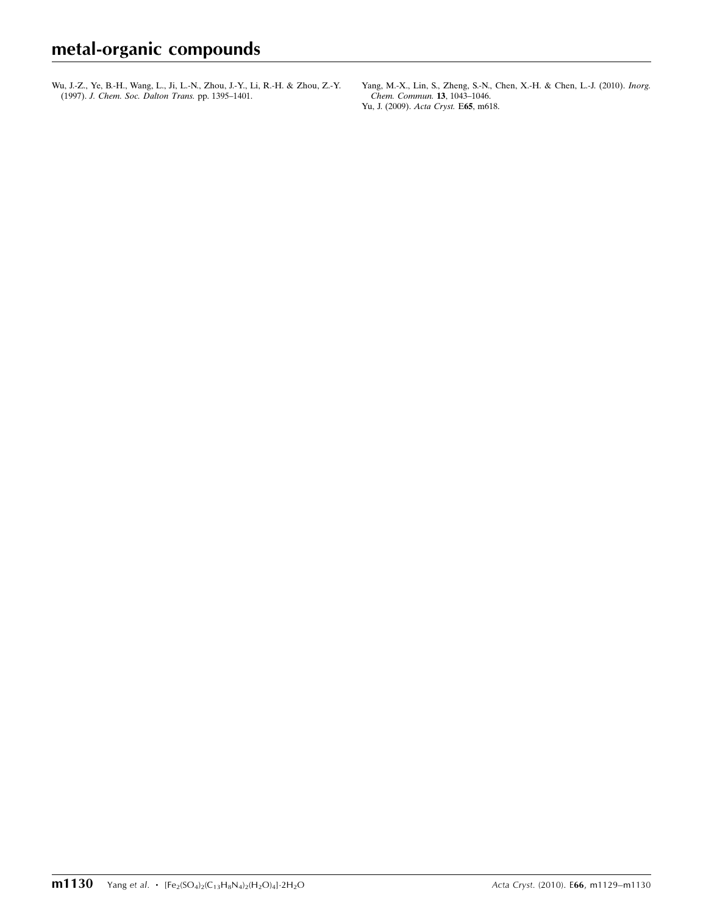Wu, J.-Z., Ye, B.-H., Wang, L., Ji, L.-N., Zhou, J.-Y., Li, R.-H. & Zhou, Z.-Y. (1997). *J. Chem. Soc. Dalton Trans.* pp. 1395–1401.

Yang, M.-X., Lin, S., Zheng, S.-N., Chen, X.-H. & Chen, L.-J. (2010). *Inorg. Chem. Commun.* **13**, 1043–1046.

Yu, J. (2009). *Acta Cryst.* E**65**, m618.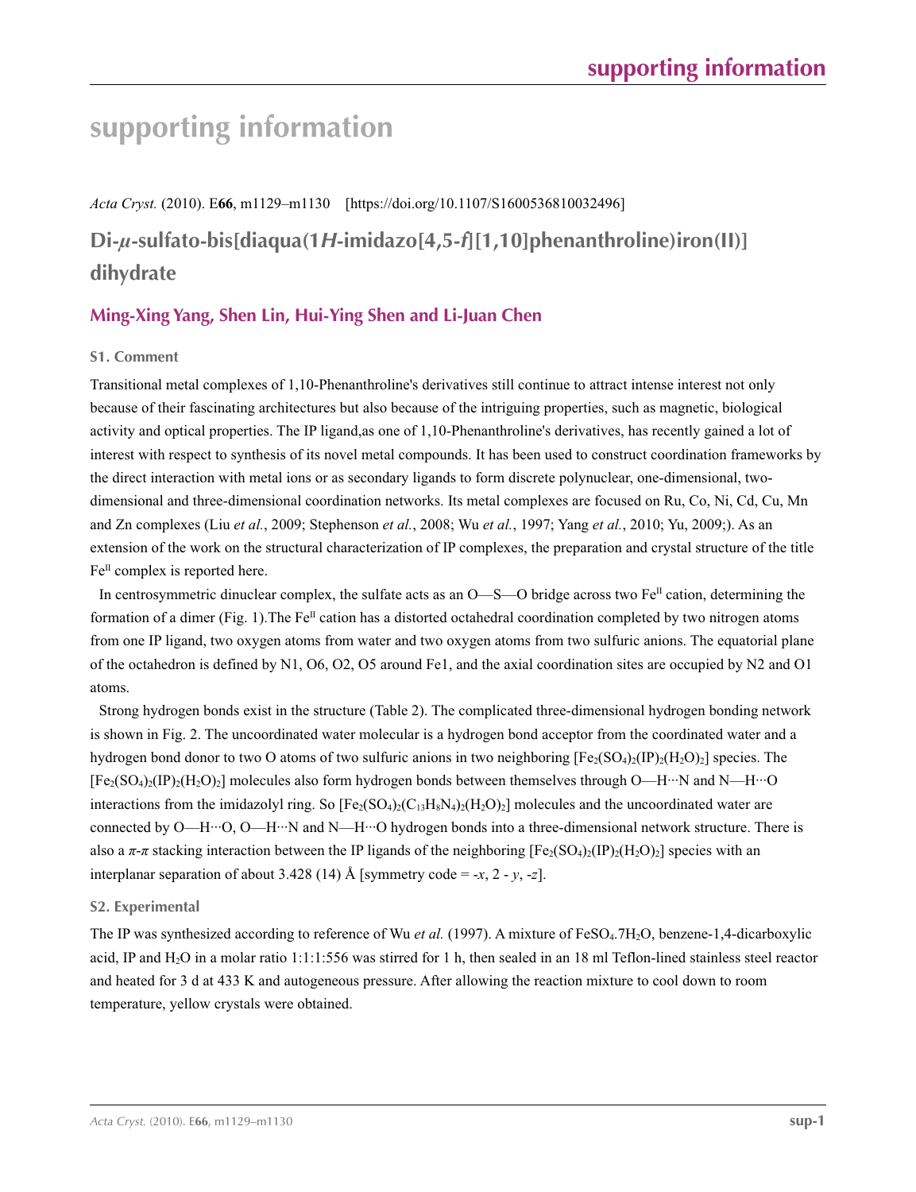# supporting information

*Acta Cryst.* (2010). E**66**, m1129–m1130 [https://doi.org/10.1107/S1600536810032496]

## Di-*μ*-sulfato-bis[diaqua(1*H*-imidazo[4,5-*f*][1,10]phenanthroline)iron(II)] dihydrate

### Ming-Xing Yang, Shen Lin, Hui-Ying Shen and Li-Juan Chen

### S1. Comment

Transitional metal complexes of 1,10-Phenanthroline's derivatives still continue to attract intense interest not only because of their fascinating architectures but also because of the intriguing properties, such as magnetic, biological activity and optical properties. The IP ligand,as one of 1,10-Phenanthroline's derivatives, has recently gained a lot of interest with respect to synthesis of its novel metal compounds. It has been used to construct coordination frameworks by the direct interaction with metal ions or as secondary ligands to form discrete polynuclear, one-dimensional, two-dimensional and three-dimensional coordination networks. Its metal complexes are focused on Ru, Co, Ni, Cd, Cu, Mn and Zn complexes (Liu *et al.*, 2009; Stephenson *et al.*, 2008; Wu *et al.*, 1997; Yang *et al.*, 2010; Yu, 2009;). As an extension of the work on the structural characterization of IP complexes, the preparation and crystal structure of the title $Fe^{II}$ complex is reported here.

In centrosymmetric dinuclear complex, the sulfate acts as an O—S—O bridge across two $Fe^{II}$ cation, determining the formation of a dimer (Fig. 1).The $Fe^{II}$ cation has a distorted octahedral coordination completed by two nitrogen atoms from one IP ligand, two oxygen atoms from water and two oxygen atoms from two sulfuric anions. The equatorial plane of the octahedron is defined by N1, O6, O2, O5 around Fe1, and the axial coordination sites are occupied by N2 and O1 atoms.

Strong hydrogen bonds exist in the structure (Table 2). The complicated three-dimensional hydrogen bonding network is shown in Fig. 2. The uncoordinated water molecular is a hydrogen bond acceptor from the coordinated water and a hydrogen bond donor to two O atoms of two sulfuric anions in two neighboring $[Fe_2(SO_4)_2(IP)_2(H_2O)_2]$ species. The $[Fe_2(SO_4)_2(IP)_2(H_2O)_2]$ molecules also form hydrogen bonds between themselves through O—H···N and N—H···O interactions from the imidazolyl ring. So $[Fe_2(SO_4)_2(C_{13}H_8N_4)_2(H_2O)_2]$ molecules and the uncoordinated water are connected by O—H···O, O—H···N and N—H···O hydrogen bonds into a three-dimensional network structure. There is also a *π*-*π* stacking interaction between the IP ligands of the neighboring $[Fe_2(SO_4)_2(IP)_2(H_2O)_2]$ species with an interplanar separation of about 3.428 (14) Å [symmetry code = -*x*, 2 - *y*, -*z*].

### S2. Experimental

The IP was synthesized according to reference of Wu *et al.* (1997). A mixture of $FeSO_4.7H_2O$, benzene-1,4-dicarboxylic acid, IP and $H_2O$ in a molar ratio 1:1:1:556 was stirred for 1 h, then sealed in an 18 ml Teflon-lined stainless steel reactor and heated for 3 d at 433 K and autogeneous pressure. After allowing the reaction mixture to cool down to room temperature, yellow crystals were obtained.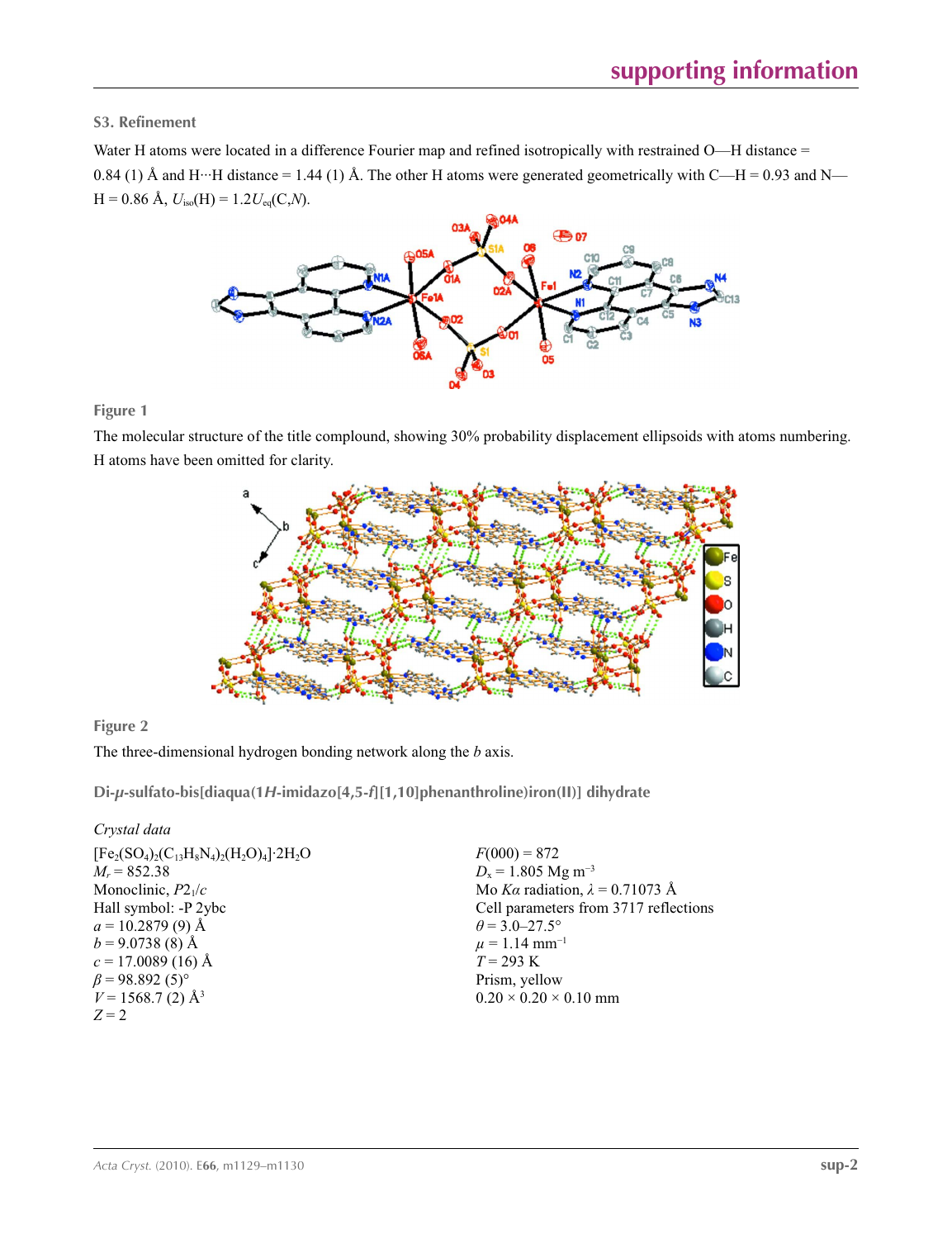## S3. Refinement

Water H atoms were located in a difference Fourier map and refined isotropically with restrained O—H distance = 0.84 (1) Å and H···H distance = 1.44 (1) Å. The other H atoms were generated geometrically with C—H = 0.93 and N—H = 0.86 Å, $U_{iso}$(H) = 1.2$U_{eq}$(C,*N*).

**Figure 1**

The molecular structure of the title complound, showing 30% probability displacement ellipsoids with atoms numbering. H atoms have been omitted for clarity.

**Figure 2**

The three-dimensional hydrogen bonding network along the *b* axis.

## Di-μ-sulfato-bis[diaqua(1*H*-imidazo[4,5-*f*][1,10]phenanthroline)iron(II)] dihydrate

### *Crystal data*

$[Fe_2(SO_4)_2(C_{13}H_8N_4)_2(H_2O)_4]\cdot 2H_2O$
$M_r$ = 852.38
Monoclinic, $P2_1/c$
Hall symbol: -P 2ybc
*a* = 10.2879 (9) Å
*b* = 9.0738 (8) Å
*c* = 17.0089 (16) Å
β = 98.892 (5)°
*V* = 1568.7 (2) Å$^3$
*Z* = 2

*F*(000) = 872
$D_x$ = 1.805 Mg m$^{-3}$
Mo *K*α radiation, λ = 0.71073 Å
Cell parameters from 3717 reflections
θ = 3.0–27.5°
μ = 1.14 mm$^{-1}$
*T* = 293 K
Prism, yellow
0.20 × 0.20 × 0.10 mm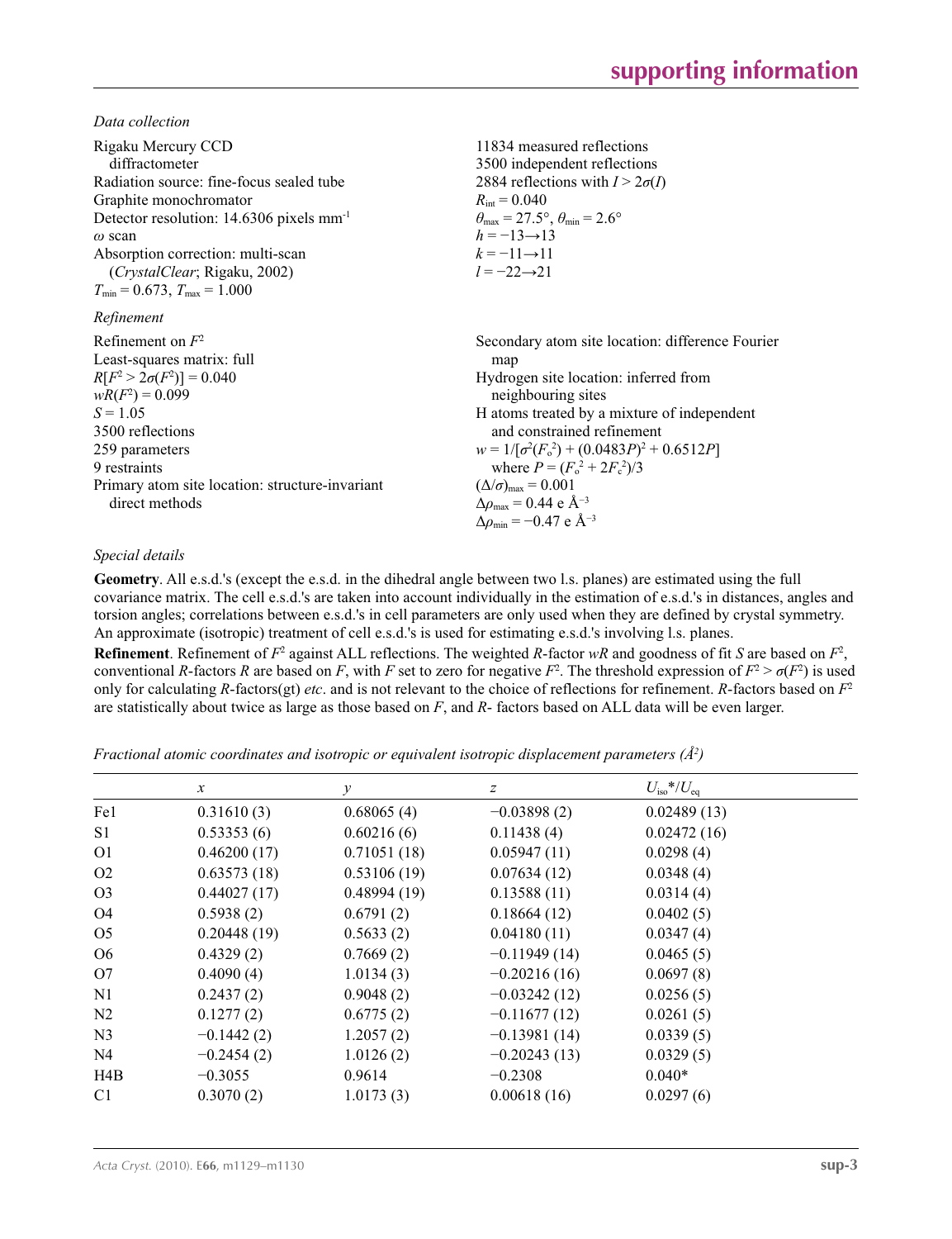*Data collection*

Rigaku Mercury CCD diffractometer
Radiation source: fine-focus sealed tube
Graphite monochromator
Detector resolution: 14.6306 pixels $mm^{-1}$
$\omega$ scan
Absorption correction: multi-scan (*CrystalClear*; Rigaku, 2002)
$T_{min} = 0.673$, $T_{max} = 1.000$

11834 measured reflections
3500 independent reflections
2884 reflections with $I > 2\sigma(I)$
$R_{int} = 0.040$
$\theta_{max} = 27.5°$, $\theta_{min} = 2.6°$
$h = -13 \rightarrow 13$
$k = -11 \rightarrow 11$
$l = -22 \rightarrow 21$

*Refinement*

Refinement on $F^2$
Least-squares matrix: full
$R[F^2 > 2\sigma(F^2)] = 0.040$
$wR(F^2) = 0.099$
$S = 1.05$
3500 reflections
259 parameters
9 restraints
Primary atom site location: structure-invariant direct methods

Secondary atom site location: difference Fourier map
Hydrogen site location: inferred from neighbouring sites
H atoms treated by a mixture of independent and constrained refinement
$w = 1/[\sigma^2(F_o^2) + (0.0483P)^2 + 0.6512P]$ where $P = (F_o^2 + 2F_c^2)/3$
$(\Delta/\sigma)_{max} = 0.001$
$\Delta\rho_{max} = 0.44$ e Å$^{-3}$
$\Delta\rho_{min} = -0.47$ e Å$^{-3}$

*Special details*

**Geometry**. All e.s.d.'s (except the e.s.d. in the dihedral angle between two l.s. planes) are estimated using the full covariance matrix. The cell e.s.d.'s are taken into account individually in the estimation of e.s.d.'s in distances, angles and torsion angles; correlations between e.s.d.'s in cell parameters are only used when they are defined by crystal symmetry. An approximate (isotropic) treatment of cell e.s.d.'s is used for estimating e.s.d.'s involving l.s. planes.

**Refinement**. Refinement of $F^2$ against ALL reflections. The weighted $R$-factor $wR$ and goodness of fit $S$ are based on $F^2$, conventional $R$-factors $R$ are based on $F$, with $F$ set to zero for negative $F^2$. The threshold expression of $F^2 > \sigma(F^2)$ is used only for calculating $R$-factors(gt) *etc*. and is not relevant to the choice of reflections for refinement. $R$-factors based on $F^2$ are statistically about twice as large as those based on $F$, and $R$- factors based on ALL data will be even larger.

*Fractional atomic coordinates and isotropic or equivalent isotropic displacement parameters (Å$^2$)*

| | $x$ | $y$ | $z$ | $U_{iso}$\*/$U_{eq}$ |
|---|---|---|---|---|
| Fe1 | 0.31610 (3) | 0.68065 (4) | −0.03898 (2) | 0.02489 (13) |
| S1 | 0.53353 (6) | 0.60216 (6) | 0.11438 (4) | 0.02472 (16) |
| O1 | 0.46200 (17) | 0.71051 (18) | 0.05947 (11) | 0.0298 (4) |
| O2 | 0.63573 (18) | 0.53106 (19) | 0.07634 (12) | 0.0348 (4) |
| O3 | 0.44027 (17) | 0.48994 (19) | 0.13588 (11) | 0.0314 (4) |
| O4 | 0.5938 (2) | 0.6791 (2) | 0.18664 (12) | 0.0402 (5) |
| O5 | 0.20448 (19) | 0.5633 (2) | 0.04180 (11) | 0.0347 (4) |
| O6 | 0.4329 (2) | 0.7669 (2) | −0.11949 (14) | 0.0465 (5) |
| O7 | 0.4090 (4) | 1.0134 (3) | −0.20216 (16) | 0.0697 (8) |
| N1 | 0.2437 (2) | 0.9048 (2) | −0.03242 (12) | 0.0256 (5) |
| N2 | 0.1277 (2) | 0.6775 (2) | −0.11677 (12) | 0.0261 (5) |
| N3 | −0.1442 (2) | 1.2057 (2) | −0.13981 (14) | 0.0339 (5) |
| N4 | −0.2454 (2) | 1.0126 (2) | −0.20243 (13) | 0.0329 (5) |
| H4B | −0.3055 | 0.9614 | −0.2308 | 0.040\* |
| C1 | 0.3070 (2) | 1.0173 (3) | 0.00618 (16) | 0.0297 (6) |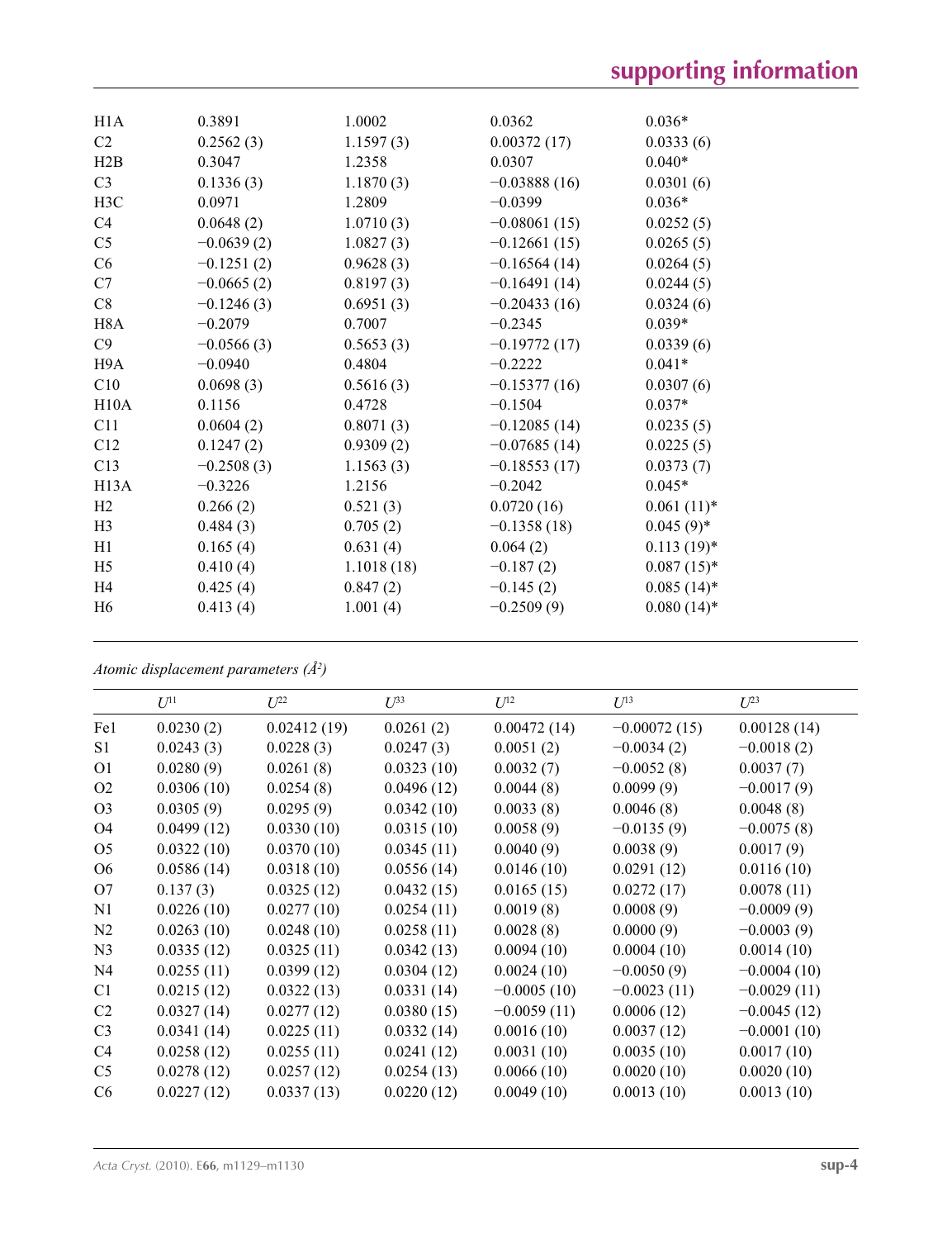| | | | | |
|---|---|---|---|---|
| H1A | 0.3891 | 1.0002 | 0.0362 | 0.036* |
| C2 | 0.2562 (3) | 1.1597 (3) | 0.00372 (17) | 0.0333 (6) |
| H2B | 0.3047 | 1.2358 | 0.0307 | 0.040* |
| C3 | 0.1336 (3) | 1.1870 (3) | −0.03888 (16) | 0.0301 (6) |
| H3C | 0.0971 | 1.2809 | −0.0399 | 0.036* |
| C4 | 0.0648 (2) | 1.0710 (3) | −0.08061 (15) | 0.0252 (5) |
| C5 | −0.0639 (2) | 1.0827 (3) | −0.12661 (15) | 0.0265 (5) |
| C6 | −0.1251 (2) | 0.9628 (3) | −0.16564 (14) | 0.0264 (5) |
| C7 | −0.0665 (2) | 0.8197 (3) | −0.16491 (14) | 0.0244 (5) |
| C8 | −0.1246 (3) | 0.6951 (3) | −0.20433 (16) | 0.0324 (6) |
| H8A | −0.2079 | 0.7007 | −0.2345 | 0.039* |
| C9 | −0.0566 (3) | 0.5653 (3) | −0.19772 (17) | 0.0339 (6) |
| H9A | −0.0940 | 0.4804 | −0.2222 | 0.041* |
| C10 | 0.0698 (3) | 0.5616 (3) | −0.15377 (16) | 0.0307 (6) |
| H10A | 0.1156 | 0.4728 | −0.1504 | 0.037* |
| C11 | 0.0604 (2) | 0.8071 (3) | −0.12085 (14) | 0.0235 (5) |
| C12 | 0.1247 (2) | 0.9309 (2) | −0.07685 (14) | 0.0225 (5) |
| C13 | −0.2508 (3) | 1.1563 (3) | −0.18553 (17) | 0.0373 (7) |
| H13A | −0.3226 | 1.2156 | −0.2042 | 0.045* |
| H2 | 0.266 (2) | 0.521 (3) | 0.0720 (16) | 0.061 (11)* |
| H3 | 0.484 (3) | 0.705 (2) | −0.1358 (18) | 0.045 (9)* |
| H1 | 0.165 (4) | 0.631 (4) | 0.064 (2) | 0.113 (19)* |
| H5 | 0.410 (4) | 1.1018 (18) | −0.187 (2) | 0.087 (15)* |
| H4 | 0.425 (4) | 0.847 (2) | −0.145 (2) | 0.085 (14)* |
| H6 | 0.413 (4) | 1.001 (4) | −0.2509 (9) | 0.080 (14)* |

*Atomic displacement parameters (Å²)*

| | $U^{11}$ | $U^{22}$ | $U^{33}$ | $U^{12}$ | $U^{13}$ | $U^{23}$ |
|---|---|---|---|---|---|---|
| Fe1 | 0.0230 (2) | 0.02412 (19) | 0.0261 (2) | 0.00472 (14) | −0.00072 (15) | 0.00128 (14) |
| S1 | 0.0243 (3) | 0.0228 (3) | 0.0247 (3) | 0.0051 (2) | −0.0034 (2) | −0.0018 (2) |
| O1 | 0.0280 (9) | 0.0261 (8) | 0.0323 (10) | 0.0032 (7) | −0.0052 (8) | 0.0037 (7) |
| O2 | 0.0306 (10) | 0.0254 (8) | 0.0496 (12) | 0.0044 (8) | 0.0099 (9) | −0.0017 (9) |
| O3 | 0.0305 (9) | 0.0295 (9) | 0.0342 (10) | 0.0033 (8) | 0.0046 (8) | 0.0048 (8) |
| O4 | 0.0499 (12) | 0.0330 (10) | 0.0315 (10) | 0.0058 (9) | −0.0135 (9) | −0.0075 (8) |
| O5 | 0.0322 (10) | 0.0370 (10) | 0.0345 (11) | 0.0040 (9) | 0.0038 (9) | 0.0017 (9) |
| O6 | 0.0586 (14) | 0.0318 (10) | 0.0556 (14) | 0.0146 (10) | 0.0291 (12) | 0.0116 (10) |
| O7 | 0.137 (3) | 0.0325 (12) | 0.0432 (15) | 0.0165 (15) | 0.0272 (17) | 0.0078 (11) |
| N1 | 0.0226 (10) | 0.0277 (10) | 0.0254 (11) | 0.0019 (8) | 0.0008 (9) | −0.0009 (9) |
| N2 | 0.0263 (10) | 0.0248 (10) | 0.0258 (11) | 0.0028 (8) | 0.0000 (9) | −0.0003 (9) |
| N3 | 0.0335 (12) | 0.0325 (11) | 0.0342 (13) | 0.0094 (10) | 0.0004 (10) | 0.0014 (10) |
| N4 | 0.0255 (11) | 0.0399 (12) | 0.0304 (12) | 0.0024 (10) | −0.0050 (9) | −0.0004 (10) |
| C1 | 0.0215 (12) | 0.0322 (13) | 0.0331 (14) | −0.0005 (10) | −0.0023 (11) | −0.0029 (11) |
| C2 | 0.0327 (14) | 0.0277 (12) | 0.0380 (15) | −0.0059 (11) | 0.0006 (12) | −0.0045 (12) |
| C3 | 0.0341 (14) | 0.0225 (11) | 0.0332 (14) | 0.0016 (10) | 0.0037 (12) | −0.0001 (10) |
| C4 | 0.0258 (12) | 0.0255 (11) | 0.0241 (12) | 0.0031 (10) | 0.0035 (10) | 0.0017 (10) |
| C5 | 0.0278 (12) | 0.0257 (12) | 0.0254 (13) | 0.0066 (10) | 0.0020 (10) | 0.0020 (10) |
| C6 | 0.0227 (12) | 0.0337 (13) | 0.0220 (12) | 0.0049 (10) | 0.0013 (10) | 0.0013 (10) |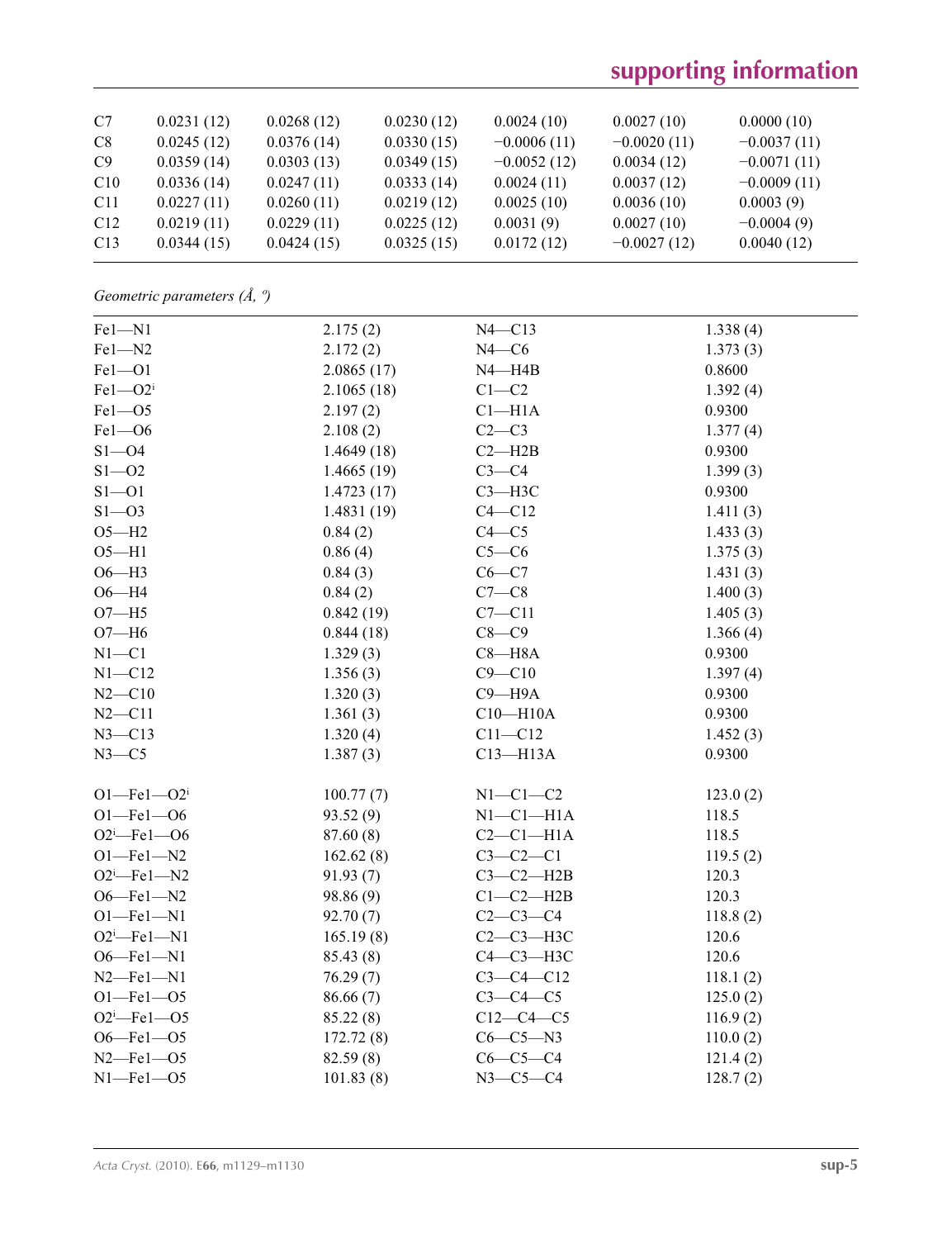| | | | | | | |
|---|---|---|---|---|---|---|
| C7 | 0.0231 (12) | 0.0268 (12) | 0.0230 (12) | 0.0024 (10) | 0.0027 (10) | 0.0000 (10) |
| C8 | 0.0245 (12) | 0.0376 (14) | 0.0330 (15) | −0.0006 (11) | −0.0020 (11) | −0.0037 (11) |
| C9 | 0.0359 (14) | 0.0303 (13) | 0.0349 (15) | −0.0052 (12) | 0.0034 (12) | −0.0071 (11) |
| C10 | 0.0336 (14) | 0.0247 (11) | 0.0333 (14) | 0.0024 (11) | 0.0037 (12) | −0.0009 (11) |
| C11 | 0.0227 (11) | 0.0260 (11) | 0.0219 (12) | 0.0025 (10) | 0.0036 (10) | 0.0003 (9) |
| C12 | 0.0219 (11) | 0.0229 (11) | 0.0225 (12) | 0.0031 (9) | 0.0027 (10) | −0.0004 (9) |
| C13 | 0.0344 (15) | 0.0424 (15) | 0.0325 (15) | 0.0172 (12) | −0.0027 (12) | 0.0040 (12) |

*Geometric parameters (Å, º)*

| | | | |
|---|---|---|---|
| Fe1—N1 | 2.175 (2) | N4—C13 | 1.338 (4) |
| Fe1—N2 | 2.172 (2) | N4—C6 | 1.373 (3) |
| Fe1—O1 | 2.0865 (17) | N4—H4B | 0.8600 |
| Fe1—O2$^{i}$ | 2.1065 (18) | C1—C2 | 1.392 (4) |
| Fe1—O5 | 2.197 (2) | C1—H1A | 0.9300 |
| Fe1—O6 | 2.108 (2) | C2—C3 | 1.377 (4) |
| S1—O4 | 1.4649 (18) | C2—H2B | 0.9300 |
| S1—O2 | 1.4665 (19) | C3—C4 | 1.399 (3) |
| S1—O1 | 1.4723 (17) | C3—H3C | 0.9300 |
| S1—O3 | 1.4831 (19) | C4—C12 | 1.411 (3) |
| O5—H2 | 0.84 (2) | C4—C5 | 1.433 (3) |
| O5—H1 | 0.86 (4) | C5—C6 | 1.375 (3) |
| O6—H3 | 0.84 (3) | C6—C7 | 1.431 (3) |
| O6—H4 | 0.84 (2) | C7—C8 | 1.400 (3) |
| O7—H5 | 0.842 (19) | C7—C11 | 1.405 (3) |
| O7—H6 | 0.844 (18) | C8—C9 | 1.366 (4) |
| N1—C1 | 1.329 (3) | C8—H8A | 0.9300 |
| N1—C12 | 1.356 (3) | C9—C10 | 1.397 (4) |
| N2—C10 | 1.320 (3) | C9—H9A | 0.9300 |
| N2—C11 | 1.361 (3) | C10—H10A | 0.9300 |
| N3—C13 | 1.320 (4) | C11—C12 | 1.452 (3) |
| N3—C5 | 1.387 (3) | C13—H13A | 0.9300 |
| | | | |
| O1—Fe1—O2$^{i}$ | 100.77 (7) | N1—C1—C2 | 123.0 (2) |
| O1—Fe1—O6 | 93.52 (9) | N1—C1—H1A | 118.5 |
| O2$^{i}$—Fe1—O6 | 87.60 (8) | C2—C1—H1A | 118.5 |
| O1—Fe1—N2 | 162.62 (8) | C3—C2—C1 | 119.5 (2) |
| O2$^{i}$—Fe1—N2 | 91.93 (7) | C3—C2—H2B | 120.3 |
| O6—Fe1—N2 | 98.86 (9) | C1—C2—H2B | 120.3 |
| O1—Fe1—N1 | 92.70 (7) | C2—C3—C4 | 118.8 (2) |
| O2$^{i}$—Fe1—N1 | 165.19 (8) | C2—C3—H3C | 120.6 |
| O6—Fe1—N1 | 85.43 (8) | C4—C3—H3C | 120.6 |
| N2—Fe1—N1 | 76.29 (7) | C3—C4—C12 | 118.1 (2) |
| O1—Fe1—O5 | 86.66 (7) | C3—C4—C5 | 125.0 (2) |
| O2$^{i}$—Fe1—O5 | 85.22 (8) | C12—C4—C5 | 116.9 (2) |
| O6—Fe1—O5 | 172.72 (8) | C6—C5—N3 | 110.0 (2) |
| N2—Fe1—O5 | 82.59 (8) | C6—C5—C4 | 121.4 (2) |
| N1—Fe1—O5 | 101.83 (8) | N3—C5—C4 | 128.7 (2) |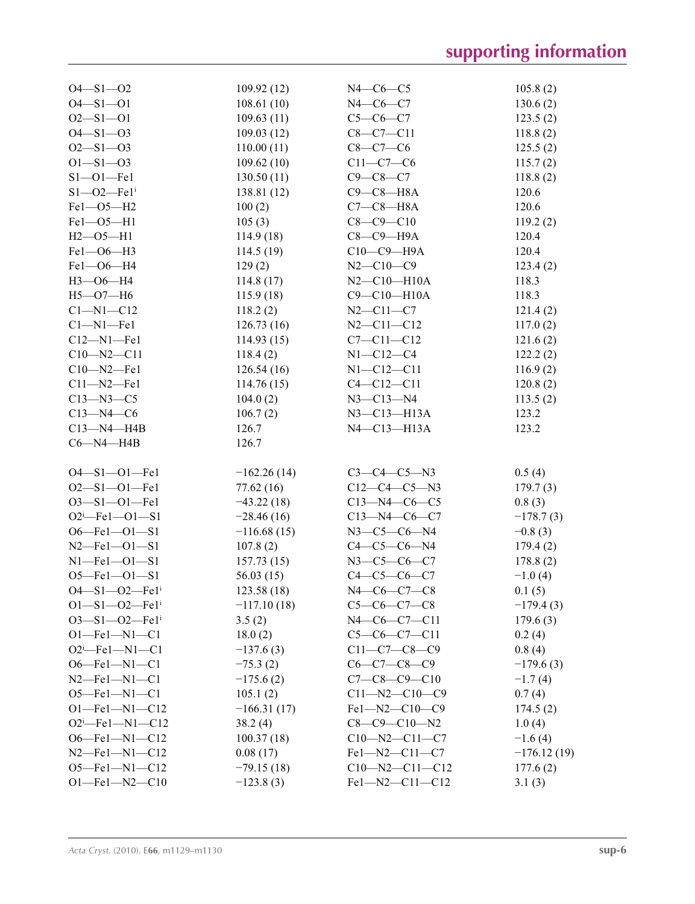| | | | |
|---|---|---|---|
| O4—S1—O2 | 109.92 (12) | N4—C6—C5 | 105.8 (2) |
| O4—S1—O1 | 108.61 (10) | N4—C6—C7 | 130.6 (2) |
| O2—S1—O1 | 109.63 (11) | C5—C6—C7 | 123.5 (2) |
| O4—S1—O3 | 109.03 (12) | C8—C7—C11 | 118.8 (2) |
| O2—S1—O3 | 110.00 (11) | C8—C7—C6 | 125.5 (2) |
| O1—S1—O3 | 109.62 (10) | C11—C7—C6 | 115.7 (2) |
| S1—O1—Fe1 | 130.50 (11) | C9—C8—C7 | 118.8 (2) |
| S1—O2—Fe1$^{i}$ | 138.81 (12) | C9—C8—H8A | 120.6 |
| Fe1—O5—H2 | 100 (2) | C7—C8—H8A | 120.6 |
| Fe1—O5—H1 | 105 (3) | C8—C9—C10 | 119.2 (2) |
| H2—O5—H1 | 114.9 (18) | C8—C9—H9A | 120.4 |
| Fe1—O6—H3 | 114.5 (19) | C10—C9—H9A | 120.4 |
| Fe1—O6—H4 | 129 (2) | N2—C10—C9 | 123.4 (2) |
| H3—O6—H4 | 114.8 (17) | N2—C10—H10A | 118.3 |
| H5—O7—H6 | 115.9 (18) | C9—C10—H10A | 118.3 |
| C1—N1—C12 | 118.2 (2) | N2—C11—C7 | 121.4 (2) |
| C1—N1—Fe1 | 126.73 (16) | N2—C11—C12 | 117.0 (2) |
| C12—N1—Fe1 | 114.93 (15) | C7—C11—C12 | 121.6 (2) |
| C10—N2—C11 | 118.4 (2) | N1—C12—C4 | 122.2 (2) |
| C10—N2—Fe1 | 126.54 (16) | N1—C12—C11 | 116.9 (2) |
| C11—N2—Fe1 | 114.76 (15) | C4—C12—C11 | 120.8 (2) |
| C13—N3—C5 | 104.0 (2) | N3—C13—N4 | 113.5 (2) |
| C13—N4—C6 | 106.7 (2) | N3—C13—H13A | 123.2 |
| C13—N4—H4B | 126.7 | N4—C13—H13A | 123.2 |
| C6—N4—H4B | 126.7 | | |

| | | | |
|---|---|---|---|
| O4—S1—O1—Fe1 | −162.26 (14) | C3—C4—C5—N3 | 0.5 (4) |
| O2—S1—O1—Fe1 | 77.62 (16) | C12—C4—C5—N3 | 179.7 (3) |
| O3—S1—O1—Fe1 | −43.22 (18) | C13—N4—C6—C5 | 0.8 (3) |
| O2$^{i}$—Fe1—O1—S1 | −28.46 (16) | C13—N4—C6—C7 | −178.7 (3) |
| O6—Fe1—O1—S1 | −116.68 (15) | N3—C5—C6—N4 | −0.8 (3) |
| N2—Fe1—O1—S1 | 107.8 (2) | C4—C5—C6—N4 | 179.4 (2) |
| N1—Fe1—O1—S1 | 157.73 (15) | N3—C5—C6—C7 | 178.8 (2) |
| O5—Fe1—O1—S1 | 56.03 (15) | C4—C5—C6—C7 | −1.0 (4) |
| O4—S1—O2—Fe1$^{i}$ | 123.58 (18) | N4—C6—C7—C8 | 0.1 (5) |
| O1—S1—O2—Fe1$^{i}$ | −117.10 (18) | C5—C6—C7—C8 | −179.4 (3) |
| O3—S1—O2—Fe1$^{i}$ | 3.5 (2) | N4—C6—C7—C11 | 179.6 (3) |
| O1—Fe1—N1—C1 | 18.0 (2) | C5—C6—C7—C11 | 0.2 (4) |
| O2$^{i}$—Fe1—N1—C1 | −137.6 (3) | C11—C7—C8—C9 | 0.8 (4) |
| O6—Fe1—N1—C1 | −75.3 (2) | C6—C7—C8—C9 | −179.6 (3) |
| N2—Fe1—N1—C1 | −175.6 (2) | C7—C8—C9—C10 | −1.7 (4) |
| O5—Fe1—N1—C1 | 105.1 (2) | C11—N2—C10—C9 | 0.7 (4) |
| O1—Fe1—N1—C12 | −166.31 (17) | Fe1—N2—C10—C9 | 174.5 (2) |
| O2$^{i}$—Fe1—N1—C12 | 38.2 (4) | C8—C9—C10—N2 | 1.0 (4) |
| O6—Fe1—N1—C12 | 100.37 (18) | C10—N2—C11—C7 | −1.6 (4) |
| N2—Fe1—N1—C12 | 0.08 (17) | Fe1—N2—C11—C7 | −176.12 (19) |
| O5—Fe1—N1—C12 | −79.15 (18) | C10—N2—C11—C12 | 177.6 (2) |
| O1—Fe1—N2—C10 | −123.8 (3) | Fe1—N2—C11—C12 | 3.1 (3) |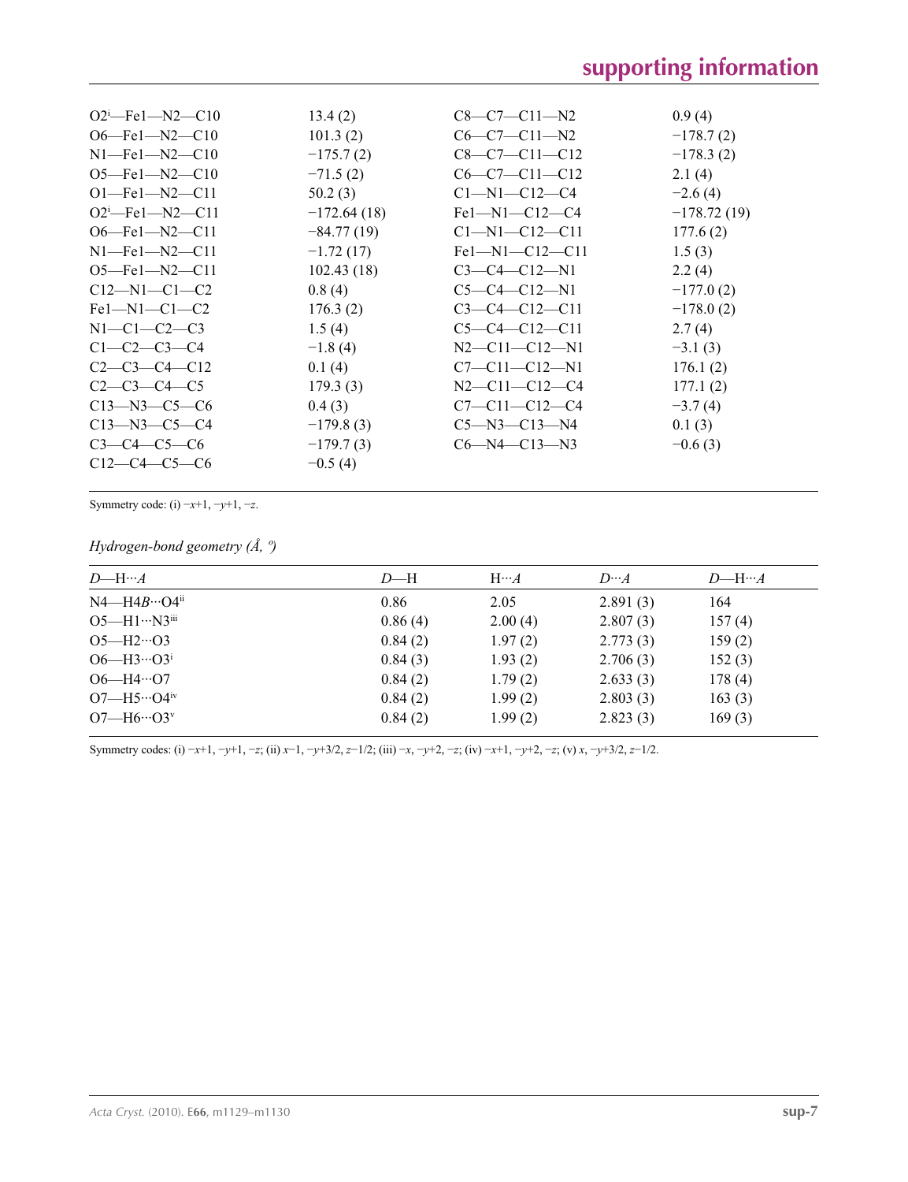| | | | |
|---|---|---|---|
| O2$^{i}$—Fe1—N2—C10 | 13.4 (2) | C8—C7—C11—N2 | 0.9 (4) |
| O6—Fe1—N2—C10 | 101.3 (2) | C6—C7—C11—N2 | −178.7 (2) |
| N1—Fe1—N2—C10 | −175.7 (2) | C8—C7—C11—C12 | −178.3 (2) |
| O5—Fe1—N2—C10 | −71.5 (2) | C6—C7—C11—C12 | 2.1 (4) |
| O1—Fe1—N2—C11 | 50.2 (3) | C1—N1—C12—C4 | −2.6 (4) |
| O2$^{i}$—Fe1—N2—C11 | −172.64 (18) | Fe1—N1—C12—C4 | −178.72 (19) |
| O6—Fe1—N2—C11 | −84.77 (19) | C1—N1—C12—C11 | 177.6 (2) |
| N1—Fe1—N2—C11 | −1.72 (17) | Fe1—N1—C12—C11 | 1.5 (3) |
| O5—Fe1—N2—C11 | 102.43 (18) | C3—C4—C12—N1 | 2.2 (4) |
| C12—N1—C1—C2 | 0.8 (4) | C5—C4—C12—N1 | −177.0 (2) |
| Fe1—N1—C1—C2 | 176.3 (2) | C3—C4—C12—C11 | −178.0 (2) |
| N1—C1—C2—C3 | 1.5 (4) | C5—C4—C12—C11 | 2.7 (4) |
| C1—C2—C3—C4 | −1.8 (4) | N2—C11—C12—N1 | −3.1 (3) |
| C2—C3—C4—C12 | 0.1 (4) | C7—C11—C12—N1 | 176.1 (2) |
| C2—C3—C4—C5 | 179.3 (3) | N2—C11—C12—C4 | 177.1 (2) |
| C13—N3—C5—C6 | 0.4 (3) | C7—C11—C12—C4 | −3.7 (4) |
| C13—N3—C5—C4 | −179.8 (3) | C5—N3—C13—N4 | 0.1 (3) |
| C3—C4—C5—C6 | −179.7 (3) | C6—N4—C13—N3 | −0.6 (3) |
| C12—C4—C5—C6 | −0.5 (4) | | |

Symmetry code: (i) −x+1, −y+1, −z.

*Hydrogen-bond geometry (Å, º)*

| *D*—H···*A* | *D*—H | H···*A* | *D*···*A* | *D*—H···*A* |
|---|---|---|---|---|
| N4—H4*B*···O4$^{ii}$ | 0.86 | 2.05 | 2.891 (3) | 164 |
| O5—H1···N3$^{iii}$ | 0.86 (4) | 2.00 (4) | 2.807 (3) | 157 (4) |
| O5—H2···O3 | 0.84 (2) | 1.97 (2) | 2.773 (3) | 159 (2) |
| O6—H3···O3$^{i}$ | 0.84 (3) | 1.93 (2) | 2.706 (3) | 152 (3) |
| O6—H4···O7 | 0.84 (2) | 1.79 (2) | 2.633 (3) | 178 (4) |
| O7—H5···O4$^{iv}$ | 0.84 (2) | 1.99 (2) | 2.803 (3) | 163 (3) |
| O7—H6···O3$^{v}$ | 0.84 (2) | 1.99 (2) | 2.823 (3) | 169 (3) |

Symmetry codes: (i) −x+1, −y+1, −z; (ii) x−1, −y+3/2, z−1/2; (iii) −x, −y+2, −z; (iv) −x+1, −y+2, −z; (v) x, −y+3/2, z−1/2.